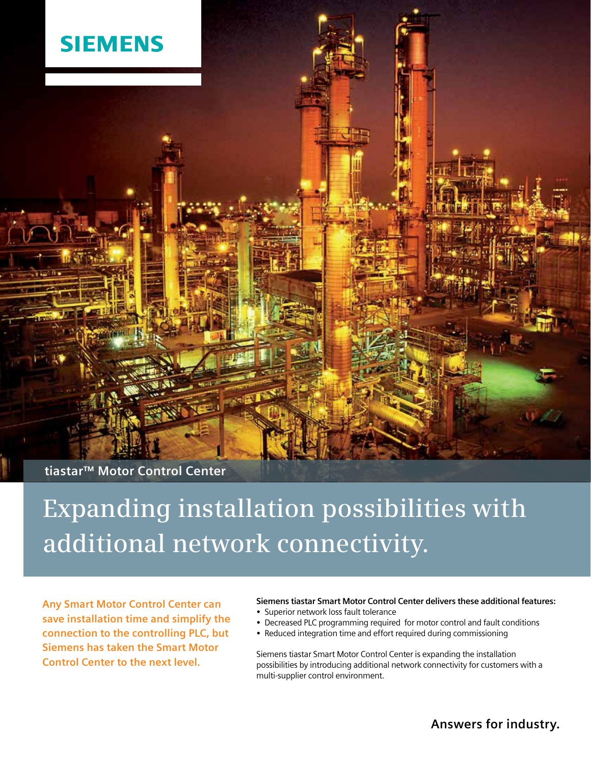SIEMENS

tiastar™ Motor Control Center

# Expanding installation possibilities with additional network connectivity.

**Any Smart Motor Control Center can save installation time and simplify the connection to the controlling PLC, but Siemens has taken the Smart Motor Control Center to the next level.**

**Siemens tiastar Smart Motor Control Center delivers these additional features:**

- Superior network loss fault tolerance
- Decreased PLC programming required for motor control and fault conditions
- Reduced integration time and effort required during commissioning

Siemens tiastar Smart Motor Control Center is expanding the installation possibilities by introducing additional network connectivity for customers with a multi-supplier control environment.

**Answers for industry.**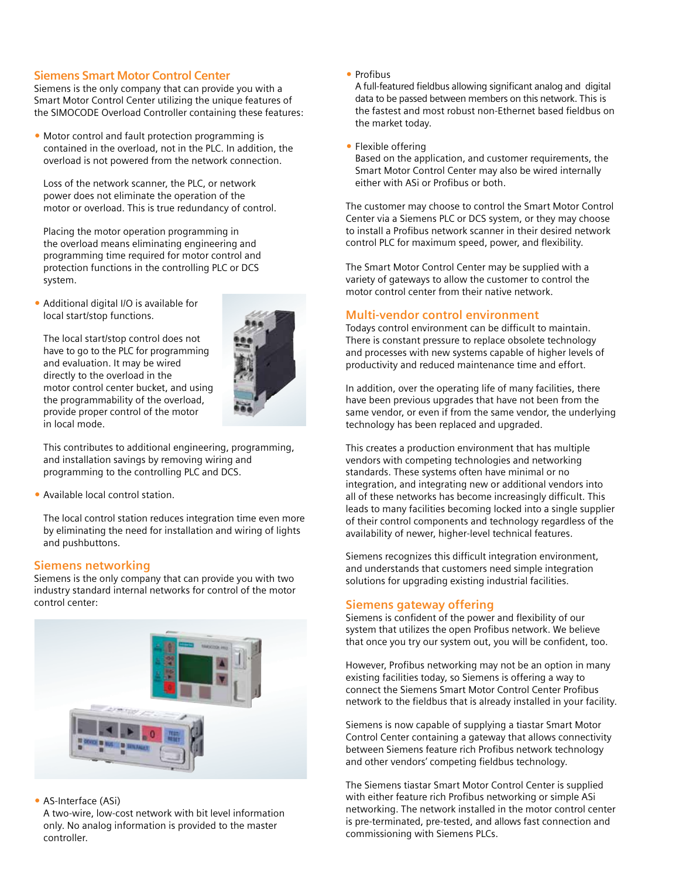## Siemens Smart Motor Control Center

Siemens is the only company that can provide you with a Smart Motor Control Center utilizing the unique features of the SIMOCODE Overload Controller containing these features:

- Motor control and fault protection programming is contained in the overload, not in the PLC. In addition, the overload is not powered from the network connection.

  Loss of the network scanner, the PLC, or network power does not eliminate the operation of the motor or overload. This is true redundancy of control.

  Placing the motor operation programming in the overload means eliminating engineering and programming time required for motor control and protection functions in the controlling PLC or DCS system.

- Additional digital I/O is available for local start/stop functions.

  The local start/stop control does not have to go to the PLC for programming and evaluation. It may be wired directly to the overload in the motor control center bucket, and using the programmability of the overload, provide proper control of the motor in local mode.

  This contributes to additional engineering, programming, and installation savings by removing wiring and programming to the controlling PLC and DCS.

- Available local control station.

  The local control station reduces integration time even more by eliminating the need for installation and wiring of lights and pushbuttons.

## Siemens networking

Siemens is the only company that can provide you with two industry standard internal networks for control of the motor control center:

- AS-Interface (ASi)
  A two-wire, low-cost network with bit level information only. No analog information is provided to the master controller.

- Profibus
  A full-featured fieldbus allowing significant analog and digital data to be passed between members on this network. This is the fastest and most robust non-Ethernet based fieldbus on the market today.

- Flexible offering
  Based on the application, and customer requirements, the Smart Motor Control Center may also be wired internally either with ASi or Profibus or both.

The customer may choose to control the Smart Motor Control Center via a Siemens PLC or DCS system, or they may choose to install a Profibus network scanner in their desired network control PLC for maximum speed, power, and flexibility.

The Smart Motor Control Center may be supplied with a variety of gateways to allow the customer to control the motor control center from their native network.

## Multi-vendor control environment

Todays control environment can be difficult to maintain. There is constant pressure to replace obsolete technology and processes with new systems capable of higher levels of productivity and reduced maintenance time and effort.

In addition, over the operating life of many facilities, there have been previous upgrades that have not been from the same vendor, or even if from the same vendor, the underlying technology has been replaced and upgraded.

This creates a production environment that has multiple vendors with competing technologies and networking standards. These systems often have minimal or no integration, and integrating new or additional vendors into all of these networks has become increasingly difficult. This leads to many facilities becoming locked into a single supplier of their control components and technology regardless of the availability of newer, higher-level technical features.

Siemens recognizes this difficult integration environment, and understands that customers need simple integration solutions for upgrading existing industrial facilities.

## Siemens gateway offering

Siemens is confident of the power and flexibility of our system that utilizes the open Profibus network. We believe that once you try our system out, you will be confident, too.

However, Profibus networking may not be an option in many existing facilities today, so Siemens is offering a way to connect the Siemens Smart Motor Control Center Profibus network to the fieldbus that is already installed in your facility.

Siemens is now capable of supplying a tiastar Smart Motor Control Center containing a gateway that allows connectivity between Siemens feature rich Profibus network technology and other vendors' competing fieldbus technology.

The Siemens tiastar Smart Motor Control Center is supplied with either feature rich Profibus networking or simple ASi networking. The network installed in the motor control center is pre-terminated, pre-tested, and allows fast connection and commissioning with Siemens PLCs.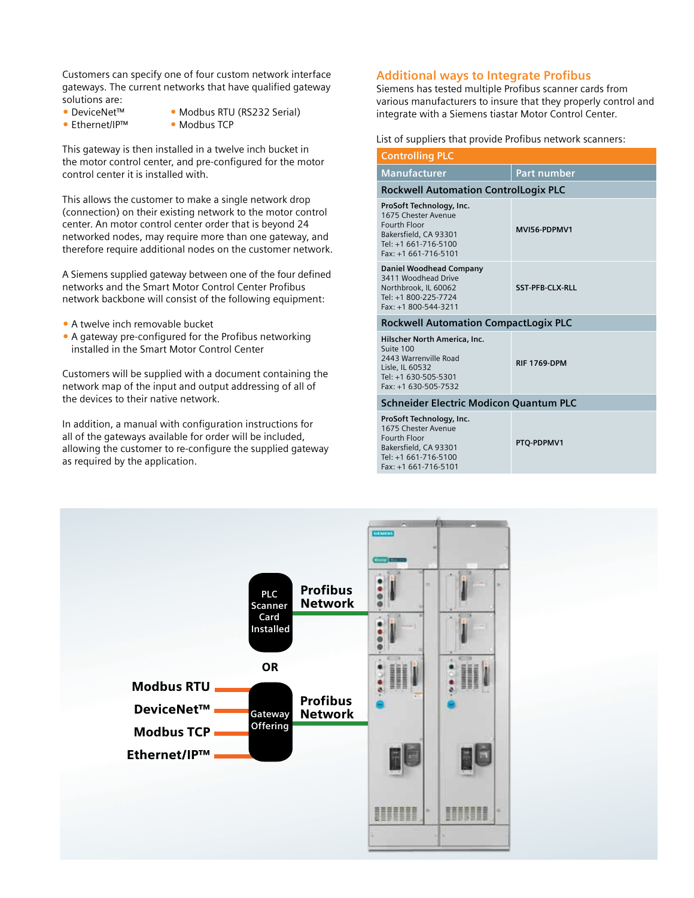Customers can specify one of four custom network interface gateways. The current networks that have qualified gateway solutions are:

- DeviceNet™
- Ethernet/IP™
- Modbus RTU (RS232 Serial)
- Modbus TCP

This gateway is then installed in a twelve inch bucket in the motor control center, and pre-configured for the motor control center it is installed with.

This allows the customer to make a single network drop (connection) on their existing network to the motor control center. An motor control center order that is beyond 24 networked nodes, may require more than one gateway, and therefore require additional nodes on the customer network.

A Siemens supplied gateway between one of the four defined networks and the Smart Motor Control Center Profibus network backbone will consist of the following equipment:

- A twelve inch removable bucket
- A gateway pre-configured for the Profibus networking installed in the Smart Motor Control Center

Customers will be supplied with a document containing the network map of the input and output addressing of all of the devices to their native network.

In addition, a manual with configuration instructions for all of the gateways available for order will be included, allowing the customer to re-configure the supplied gateway as required by the application.

## Additional ways to Integrate Profibus

Siemens has tested multiple Profibus scanner cards from various manufacturers to insure that they properly control and integrate with a Siemens tiastar Motor Control Center.

List of suppliers that provide Profibus network scanners:

| Controlling PLC | |
|---|---|
| **Manufacturer** | **Part number** |
| **Rockwell Automation ControlLogix PLC** | |
| **ProSoft Technology, Inc.**<br>1675 Chester Avenue<br>Fourth Floor<br>Bakersfield, CA 93301<br>Tel: +1 661-716-5100<br>Fax: +1 661-716-5101 | MVI56-PDPMV1 |
| **Daniel Woodhead Company**<br>3411 Woodhead Drive<br>Northbrook, IL 60062<br>Tel: +1 800-225-7724<br>Fax: +1 800-544-3211 | SST-PFB-CLX-RLL |
| **Rockwell Automation CompactLogix PLC** | |
| **Hilscher North America, Inc.**<br>Suite 100<br>2443 Warrenville Road<br>Lisle, IL 60532<br>Tel: +1 630-505-5301<br>Fax: +1 630-505-7532 | RIF 1769-DPM |
| **Schneider Electric Modicon Quantum PLC** | |
| **ProSoft Technology, Inc.**<br>1675 Chester Avenue<br>Fourth Floor<br>Bakersfield, CA 93301<br>Tel: +1 661-716-5100<br>Fax: +1 661-716-5101 | PTQ-PDPMV1 |

PLC Scanner Card Installed — Profibus Network

OR

Modbus RTU, DeviceNet™, Modbus TCP, Ethernet/IP™ — Gateway Offering — Profibus Network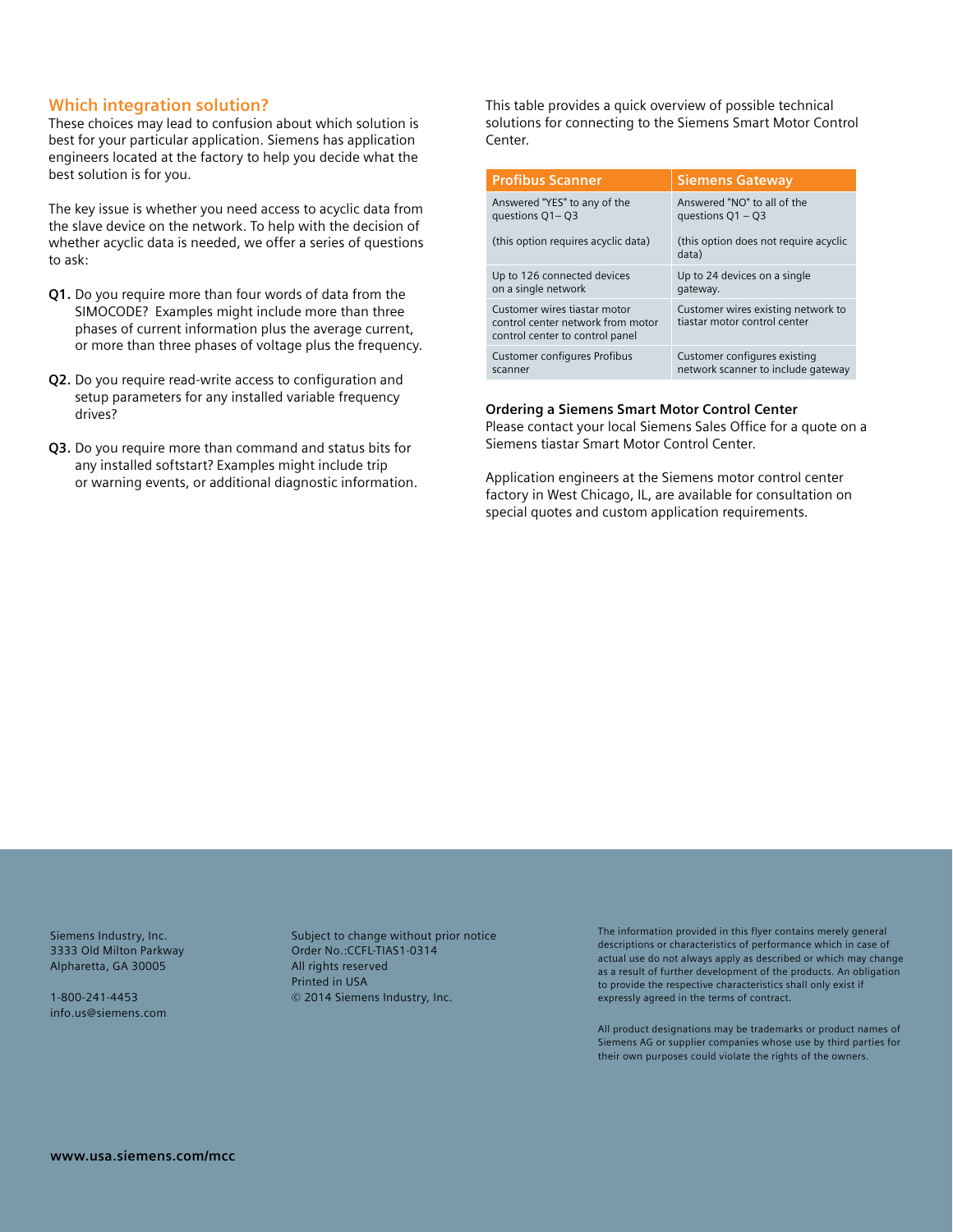## Which integration solution?

These choices may lead to confusion about which solution is best for your particular application. Siemens has application engineers located at the factory to help you decide what the best solution is for you.

The key issue is whether you need access to acyclic data from the slave device on the network. To help with the decision of whether acyclic data is needed, we offer a series of questions to ask:

**Q1.** Do you require more than four words of data from the SIMOCODE? Examples might include more than three phases of current information plus the average current, or more than three phases of voltage plus the frequency.

**Q2.** Do you require read-write access to configuration and setup parameters for any installed variable frequency drives?

**Q3.** Do you require more than command and status bits for any installed softstart? Examples might include trip or warning events, or additional diagnostic information.

This table provides a quick overview of possible technical solutions for connecting to the Siemens Smart Motor Control Center.

| Profibus Scanner | Siemens Gateway |
| --- | --- |
| Answered "YES" to any of the questions Q1– Q3<br><br>(this option requires acyclic data) | Answered "NO" to all of the questions Q1 – Q3<br><br>(this option does not require acyclic data) |
| Up to 126 connected devices on a single network | Up to 24 devices on a single gateway. |
| Customer wires tiastar motor control center network from motor control center to control panel | Customer wires existing network to tiastar motor control center |
| Customer configures Profibus scanner | Customer configures existing network scanner to include gateway |

**Ordering a Siemens Smart Motor Control Center**

Please contact your local Siemens Sales Office for a quote on a Siemens tiastar Smart Motor Control Center.

Application engineers at the Siemens motor control center factory in West Chicago, IL, are available for consultation on special quotes and custom application requirements.

Siemens Industry, Inc.
3333 Old Milton Parkway
Alpharetta, GA 30005

1-800-241-4453
info.us@siemens.com

Subject to change without prior notice
Order No.:CCFL-TIAS1-0314
All rights reserved
Printed in USA
© 2014 Siemens Industry, Inc.

The information provided in this flyer contains merely general descriptions or characteristics of performance which in case of actual use do not always apply as described or which may change as a result of further development of the products. An obligation to provide the respective characteristics shall only exist if expressly agreed in the terms of contract.

All product designations may be trademarks or product names of Siemens AG or supplier companies whose use by third parties for their own purposes could violate the rights of the owners.

**www.usa.siemens.com/mcc**